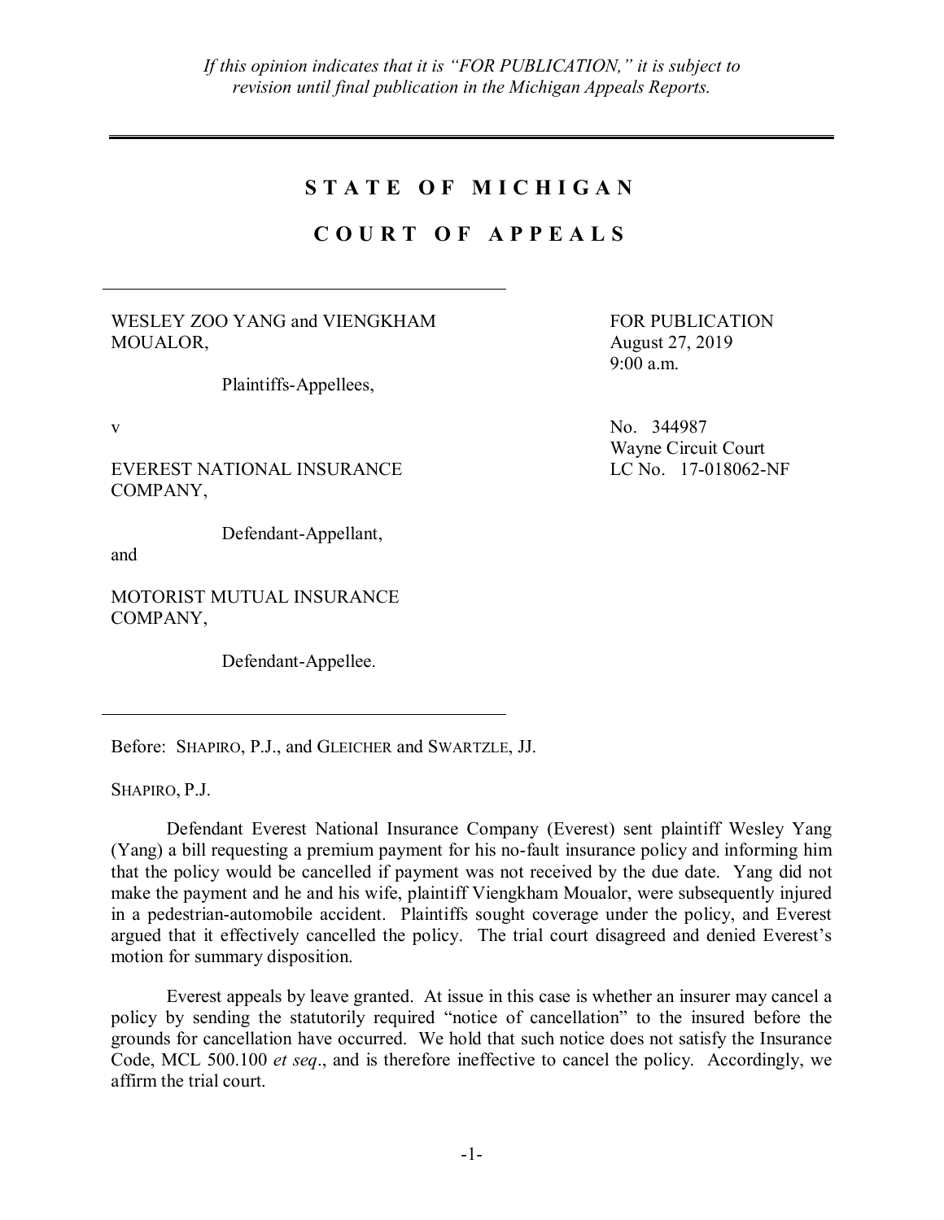*If this opinion indicates that it is "FOR PUBLICATION," it is subject to revision until final publication in the Michigan Appeals Reports.*

---

# STATE OF MICHIGAN

## COURT OF APPEALS

---

WESLEY ZOO YANG and VIENGKHAM MOUALOR,

Plaintiffs-Appellees,

v

EVEREST NATIONAL INSURANCE COMPANY,

Defendant-Appellant,

and

MOTORIST MUTUAL INSURANCE COMPANY,

Defendant-Appellee.

---

FOR PUBLICATION
August 27, 2019
9:00 a.m.

No. 344987
Wayne Circuit Court
LC No. 17-018062-NF

Before: SHAPIRO, P.J., and GLEICHER and SWARTZLE, JJ.

SHAPIRO, P.J.

Defendant Everest National Insurance Company (Everest) sent plaintiff Wesley Yang (Yang) a bill requesting a premium payment for his no-fault insurance policy and informing him that the policy would be cancelled if payment was not received by the due date. Yang did not make the payment and he and his wife, plaintiff Viengkham Moualor, were subsequently injured in a pedestrian-automobile accident. Plaintiffs sought coverage under the policy, and Everest argued that it effectively cancelled the policy. The trial court disagreed and denied Everest's motion for summary disposition.

Everest appeals by leave granted. At issue in this case is whether an insurer may cancel a policy by sending the statutorily required "notice of cancellation" to the insured before the grounds for cancellation have occurred. We hold that such notice does not satisfy the Insurance Code, MCL 500.100 *et seq*., and is therefore ineffective to cancel the policy. Accordingly, we affirm the trial court.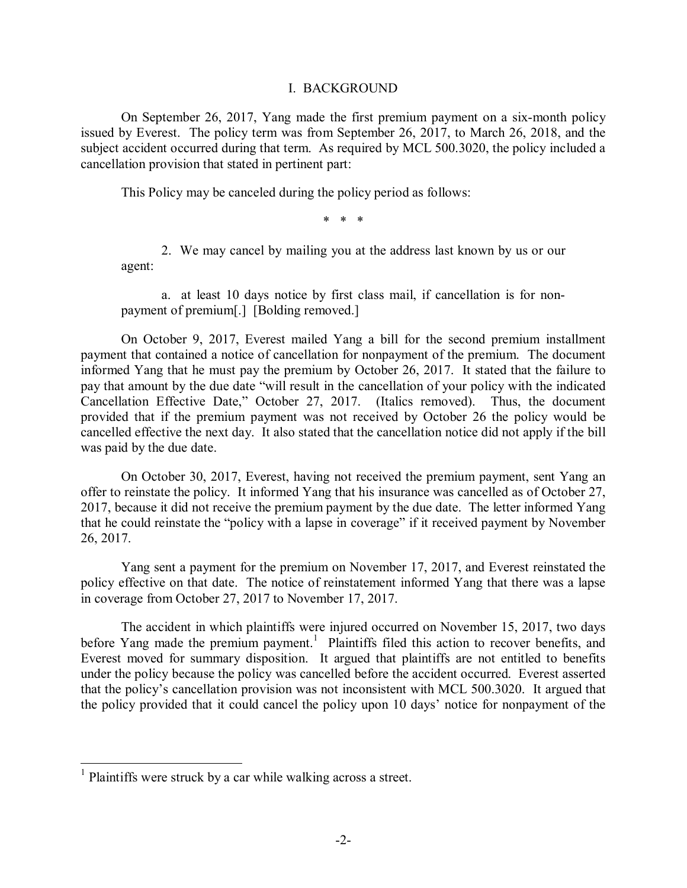## I. BACKGROUND

On September 26, 2017, Yang made the first premium payment on a six-month policy issued by Everest. The policy term was from September 26, 2017, to March 26, 2018, and the subject accident occurred during that term. As required by MCL 500.3020, the policy included a cancellation provision that stated in pertinent part:

> This Policy may be canceled during the policy period as follows:
>
> \* \* \*
>
> 2. We may cancel by mailing you at the address last known by us or our agent:
>
> a. at least 10 days notice by first class mail, if cancellation is for non-payment of premium[.] [Bolding removed.]

On October 9, 2017, Everest mailed Yang a bill for the second premium installment payment that contained a notice of cancellation for nonpayment of the premium. The document informed Yang that he must pay the premium by October 26, 2017. It stated that the failure to pay that amount by the due date "will result in the cancellation of your policy with the indicated Cancellation Effective Date," October 27, 2017. (Italics removed). Thus, the document provided that if the premium payment was not received by October 26 the policy would be cancelled effective the next day. It also stated that the cancellation notice did not apply if the bill was paid by the due date.

On October 30, 2017, Everest, having not received the premium payment, sent Yang an offer to reinstate the policy. It informed Yang that his insurance was cancelled as of October 27, 2017, because it did not receive the premium payment by the due date. The letter informed Yang that he could reinstate the "policy with a lapse in coverage" if it received payment by November 26, 2017.

Yang sent a payment for the premium on November 17, 2017, and Everest reinstated the policy effective on that date. The notice of reinstatement informed Yang that there was a lapse in coverage from October 27, 2017 to November 17, 2017.

The accident in which plaintiffs were injured occurred on November 15, 2017, two days before Yang made the premium payment.[1] Plaintiffs filed this action to recover benefits, and Everest moved for summary disposition. It argued that plaintiffs are not entitled to benefits under the policy because the policy was cancelled before the accident occurred. Everest asserted that the policy's cancellation provision was not inconsistent with MCL 500.3020. It argued that the policy provided that it could cancel the policy upon 10 days' notice for nonpayment of the

---

[1] Plaintiffs were struck by a car while walking across a street.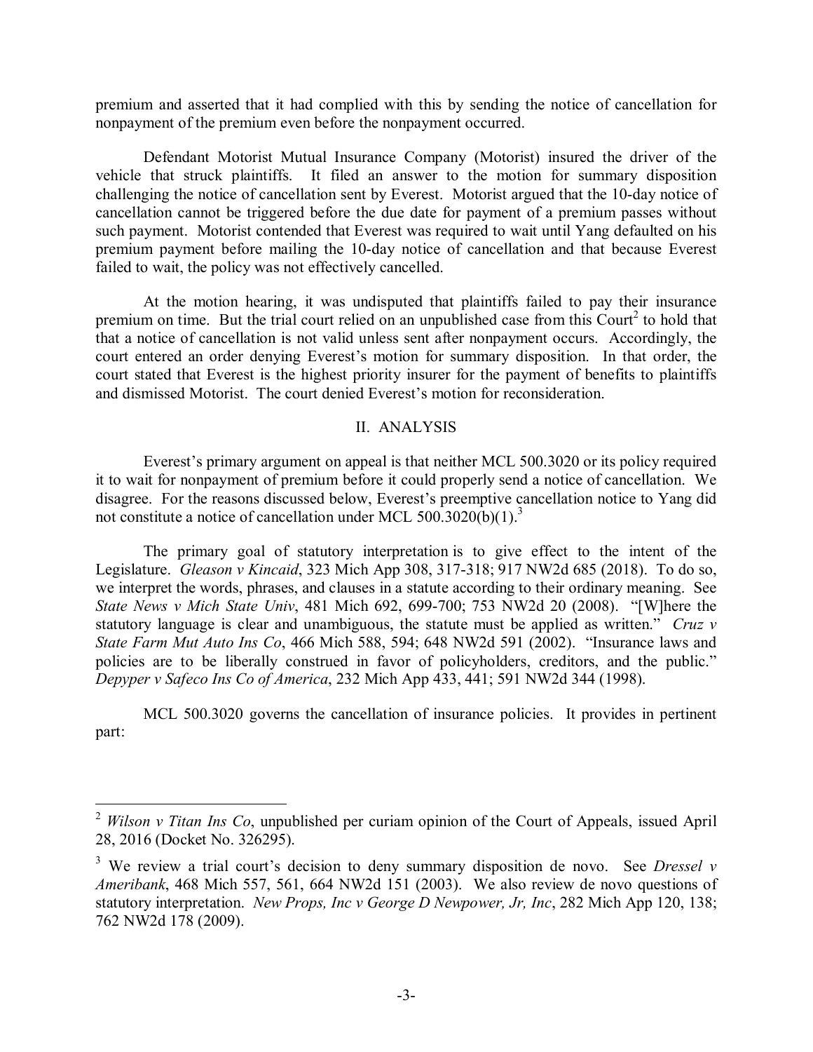premium and asserted that it had complied with this by sending the notice of cancellation for nonpayment of the premium even before the nonpayment occurred.

Defendant Motorist Mutual Insurance Company (Motorist) insured the driver of the vehicle that struck plaintiffs. It filed an answer to the motion for summary disposition challenging the notice of cancellation sent by Everest. Motorist argued that the 10-day notice of cancellation cannot be triggered before the due date for payment of a premium passes without such payment. Motorist contended that Everest was required to wait until Yang defaulted on his premium payment before mailing the 10-day notice of cancellation and that because Everest failed to wait, the policy was not effectively cancelled.

At the motion hearing, it was undisputed that plaintiffs failed to pay their insurance premium on time. But the trial court relied on an unpublished case from this Court[2] to hold that that a notice of cancellation is not valid unless sent after nonpayment occurs. Accordingly, the court entered an order denying Everest's motion for summary disposition. In that order, the court stated that Everest is the highest priority insurer for the payment of benefits to plaintiffs and dismissed Motorist. The court denied Everest's motion for reconsideration.

## II. ANALYSIS

Everest's primary argument on appeal is that neither MCL 500.3020 or its policy required it to wait for nonpayment of premium before it could properly send a notice of cancellation. We disagree. For the reasons discussed below, Everest's preemptive cancellation notice to Yang did not constitute a notice of cancellation under MCL 500.3020(b)(1).[3]

The primary goal of statutory interpretation is to give effect to the intent of the Legislature. *Gleason v Kincaid*, 323 Mich App 308, 317-318; 917 NW2d 685 (2018). To do so, we interpret the words, phrases, and clauses in a statute according to their ordinary meaning. See *State News v Mich State Univ*, 481 Mich 692, 699-700; 753 NW2d 20 (2008). "[W]here the statutory language is clear and unambiguous, the statute must be applied as written." *Cruz v State Farm Mut Auto Ins Co*, 466 Mich 588, 594; 648 NW2d 591 (2002). "Insurance laws and policies are to be liberally construed in favor of policyholders, creditors, and the public." *Depyper v Safeco Ins Co of America*, 232 Mich App 433, 441; 591 NW2d 344 (1998).

MCL 500.3020 governs the cancellation of insurance policies. It provides in pertinent part:

---

[2] *Wilson v Titan Ins Co*, unpublished per curiam opinion of the Court of Appeals, issued April 28, 2016 (Docket No. 326295).

[3] We review a trial court's decision to deny summary disposition de novo. See *Dressel v Ameribank*, 468 Mich 557, 561, 664 NW2d 151 (2003). We also review de novo questions of statutory interpretation. *New Props, Inc v George D Newpower, Jr, Inc*, 282 Mich App 120, 138; 762 NW2d 178 (2009).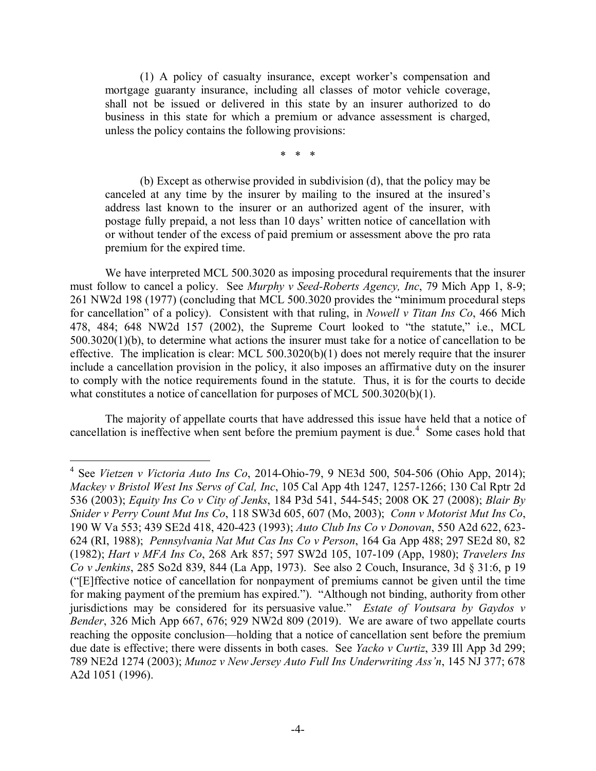(1) A policy of casualty insurance, except worker's compensation and mortgage guaranty insurance, including all classes of motor vehicle coverage, shall not be issued or delivered in this state by an insurer authorized to do business in this state for which a premium or advance assessment is charged, unless the policy contains the following provisions:

\* \* \*

(b) Except as otherwise provided in subdivision (d), that the policy may be canceled at any time by the insurer by mailing to the insured at the insured's address last known to the insurer or an authorized agent of the insurer, with postage fully prepaid, a not less than 10 days' written notice of cancellation with or without tender of the excess of paid premium or assessment above the pro rata premium for the expired time.

We have interpreted MCL 500.3020 as imposing procedural requirements that the insurer must follow to cancel a policy. See *Murphy v Seed-Roberts Agency, Inc*, 79 Mich App 1, 8-9; 261 NW2d 198 (1977) (concluding that MCL 500.3020 provides the "minimum procedural steps for cancellation" of a policy). Consistent with that ruling, in *Nowell v Titan Ins Co*, 466 Mich 478, 484; 648 NW2d 157 (2002), the Supreme Court looked to "the statute," i.e., MCL 500.3020(1)(b), to determine what actions the insurer must take for a notice of cancellation to be effective. The implication is clear: MCL 500.3020(b)(1) does not merely require that the insurer include a cancellation provision in the policy, it also imposes an affirmative duty on the insurer to comply with the notice requirements found in the statute. Thus, it is for the courts to decide what constitutes a notice of cancellation for purposes of MCL 500.3020(b)(1).

The majority of appellate courts that have addressed this issue have held that a notice of cancellation is ineffective when sent before the premium payment is due.[4] Some cases hold that

---

[4] See *Vietzen v Victoria Auto Ins Co*, 2014-Ohio-79, 9 NE3d 500, 504-506 (Ohio App, 2014); *Mackey v Bristol West Ins Servs of Cal, Inc*, 105 Cal App 4th 1247, 1257-1266; 130 Cal Rptr 2d 536 (2003); *Equity Ins Co v City of Jenks*, 184 P3d 541, 544-545; 2008 OK 27 (2008); *Blair By Snider v Perry Count Mut Ins Co*, 118 SW3d 605, 607 (Mo, 2003); *Conn v Motorist Mut Ins Co*, 190 W Va 553; 439 SE2d 418, 420-423 (1993); *Auto Club Ins Co v Donovan*, 550 A2d 622, 623-624 (RI, 1988); *Pennsylvania Nat Mut Cas Ins Co v Person*, 164 Ga App 488; 297 SE2d 80, 82 (1982); *Hart v MFA Ins Co*, 268 Ark 857; 597 SW2d 105, 107-109 (App, 1980); *Travelers Ins Co v Jenkins*, 285 So2d 839, 844 (La App, 1973). See also 2 Couch, Insurance, 3d § 31:6, p 19 ("[E]ffective notice of cancellation for nonpayment of premiums cannot be given until the time for making payment of the premium has expired."). "Although not binding, authority from other jurisdictions may be considered for its persuasive value." *Estate of Voutsara by Gaydos v Bender*, 326 Mich App 667, 676; 929 NW2d 809 (2019). We are aware of two appellate courts reaching the opposite conclusion—holding that a notice of cancellation sent before the premium due date is effective; there were dissents in both cases. See *Yacko v Curtiz*, 339 Ill App 3d 299; 789 NE2d 1274 (2003); *Munoz v New Jersey Auto Full Ins Underwriting Ass'n*, 145 NJ 377; 678 A2d 1051 (1996).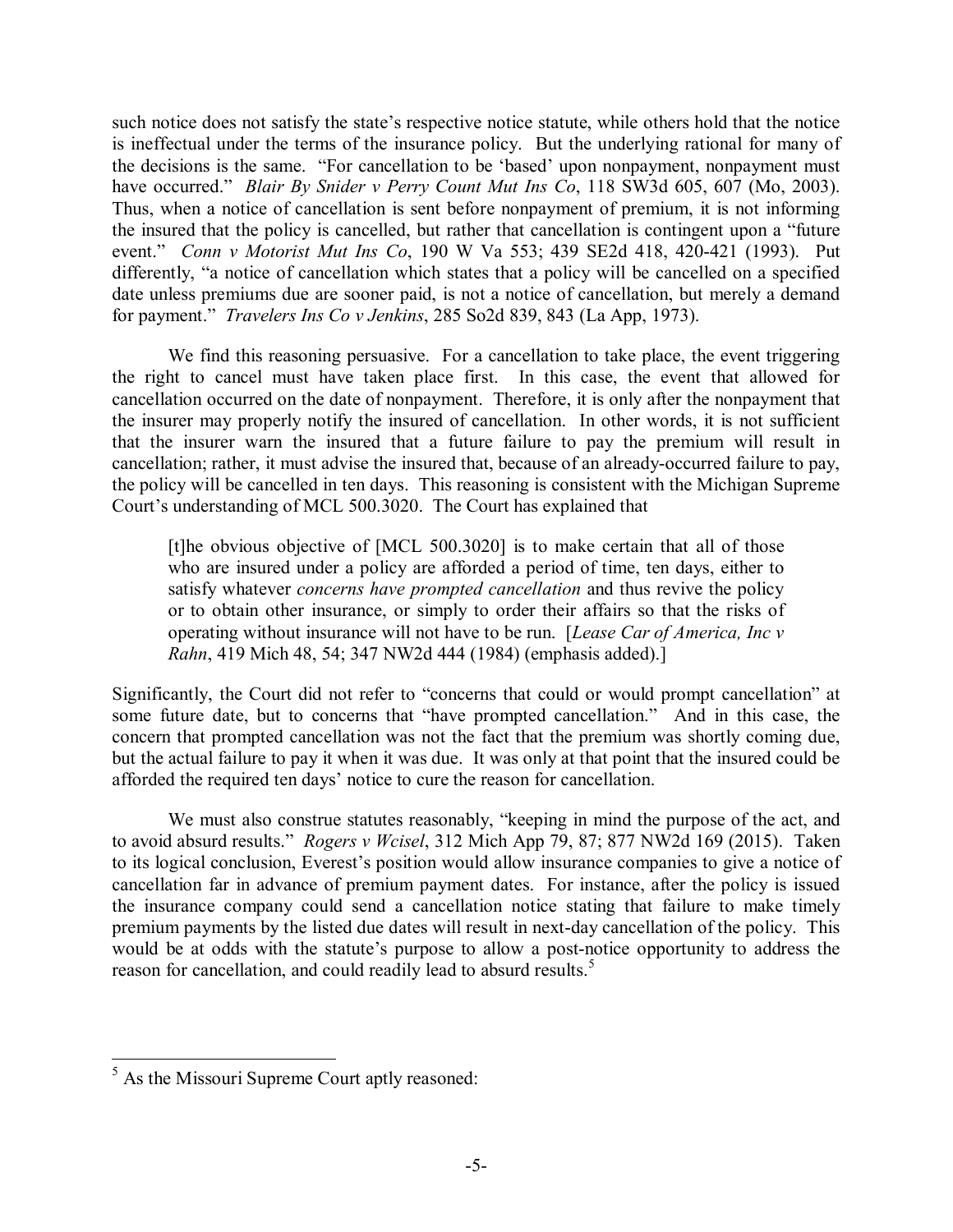such notice does not satisfy the state's respective notice statute, while others hold that the notice is ineffectual under the terms of the insurance policy. But the underlying rational for many of the decisions is the same. "For cancellation to be 'based' upon nonpayment, nonpayment must have occurred." *Blair By Snider v Perry Count Mut Ins Co*, 118 SW3d 605, 607 (Mo, 2003). Thus, when a notice of cancellation is sent before nonpayment of premium, it is not informing the insured that the policy is cancelled, but rather that cancellation is contingent upon a "future event." *Conn v Motorist Mut Ins Co*, 190 W Va 553; 439 SE2d 418, 420-421 (1993). Put differently, "a notice of cancellation which states that a policy will be cancelled on a specified date unless premiums due are sooner paid, is not a notice of cancellation, but merely a demand for payment." *Travelers Ins Co v Jenkins*, 285 So2d 839, 843 (La App, 1973).

We find this reasoning persuasive. For a cancellation to take place, the event triggering the right to cancel must have taken place first. In this case, the event that allowed for cancellation occurred on the date of nonpayment. Therefore, it is only after the nonpayment that the insurer may properly notify the insured of cancellation. In other words, it is not sufficient that the insurer warn the insured that a future failure to pay the premium will result in cancellation; rather, it must advise the insured that, because of an already-occurred failure to pay, the policy will be cancelled in ten days. This reasoning is consistent with the Michigan Supreme Court's understanding of MCL 500.3020. The Court has explained that

> [t]he obvious objective of [MCL 500.3020] is to make certain that all of those who are insured under a policy are afforded a period of time, ten days, either to satisfy whatever *concerns have prompted cancellation* and thus revive the policy or to obtain other insurance, or simply to order their affairs so that the risks of operating without insurance will not have to be run. [*Lease Car of America, Inc v Rahn*, 419 Mich 48, 54; 347 NW2d 444 (1984) (emphasis added).]

Significantly, the Court did not refer to "concerns that could or would prompt cancellation" at some future date, but to concerns that "have prompted cancellation." And in this case, the concern that prompted cancellation was not the fact that the premium was shortly coming due, but the actual failure to pay it when it was due. It was only at that point that the insured could be afforded the required ten days' notice to cure the reason for cancellation.

We must also construe statutes reasonably, "keeping in mind the purpose of the act, and to avoid absurd results." *Rogers v Wcisel*, 312 Mich App 79, 87; 877 NW2d 169 (2015). Taken to its logical conclusion, Everest's position would allow insurance companies to give a notice of cancellation far in advance of premium payment dates. For instance, after the policy is issued the insurance company could send a cancellation notice stating that failure to make timely premium payments by the listed due dates will result in next-day cancellation of the policy. This would be at odds with the statute's purpose to allow a post-notice opportunity to address the reason for cancellation, and could readily lead to absurd results.[5]

---

[5] As the Missouri Supreme Court aptly reasoned: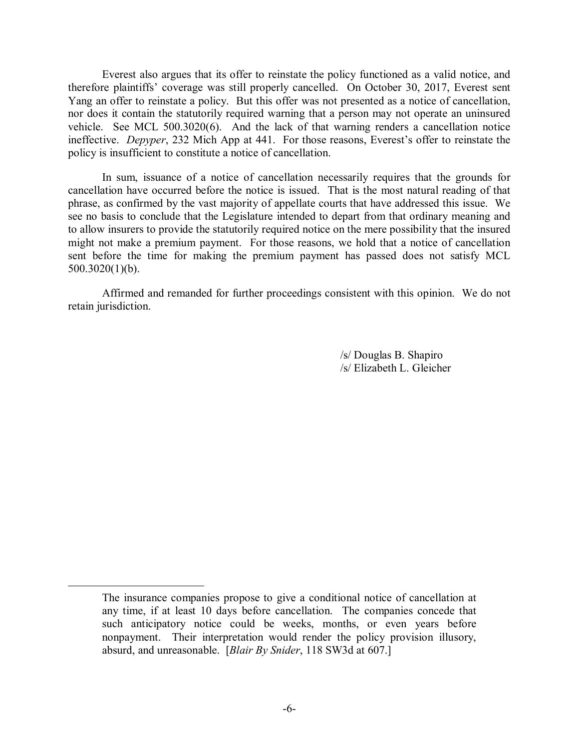Everest also argues that its offer to reinstate the policy functioned as a valid notice, and therefore plaintiffs' coverage was still properly cancelled. On October 30, 2017, Everest sent Yang an offer to reinstate a policy. But this offer was not presented as a notice of cancellation, nor does it contain the statutorily required warning that a person may not operate an uninsured vehicle. See MCL 500.3020(6). And the lack of that warning renders a cancellation notice ineffective. *Depyper*, 232 Mich App at 441. For those reasons, Everest's offer to reinstate the policy is insufficient to constitute a notice of cancellation.

In sum, issuance of a notice of cancellation necessarily requires that the grounds for cancellation have occurred before the notice is issued. That is the most natural reading of that phrase, as confirmed by the vast majority of appellate courts that have addressed this issue. We see no basis to conclude that the Legislature intended to depart from that ordinary meaning and to allow insurers to provide the statutorily required notice on the mere possibility that the insured might not make a premium payment. For those reasons, we hold that a notice of cancellation sent before the time for making the premium payment has passed does not satisfy MCL 500.3020(1)(b).

Affirmed and remanded for further proceedings consistent with this opinion. We do not retain jurisdiction.

/s/ Douglas B. Shapiro
/s/ Elizabeth L. Gleicher

---

> The insurance companies propose to give a conditional notice of cancellation at any time, if at least 10 days before cancellation. The companies concede that such anticipatory notice could be weeks, months, or even years before nonpayment. Their interpretation would render the policy provision illusory, absurd, and unreasonable. [*Blair By Snider*, 118 SW3d at 607.]